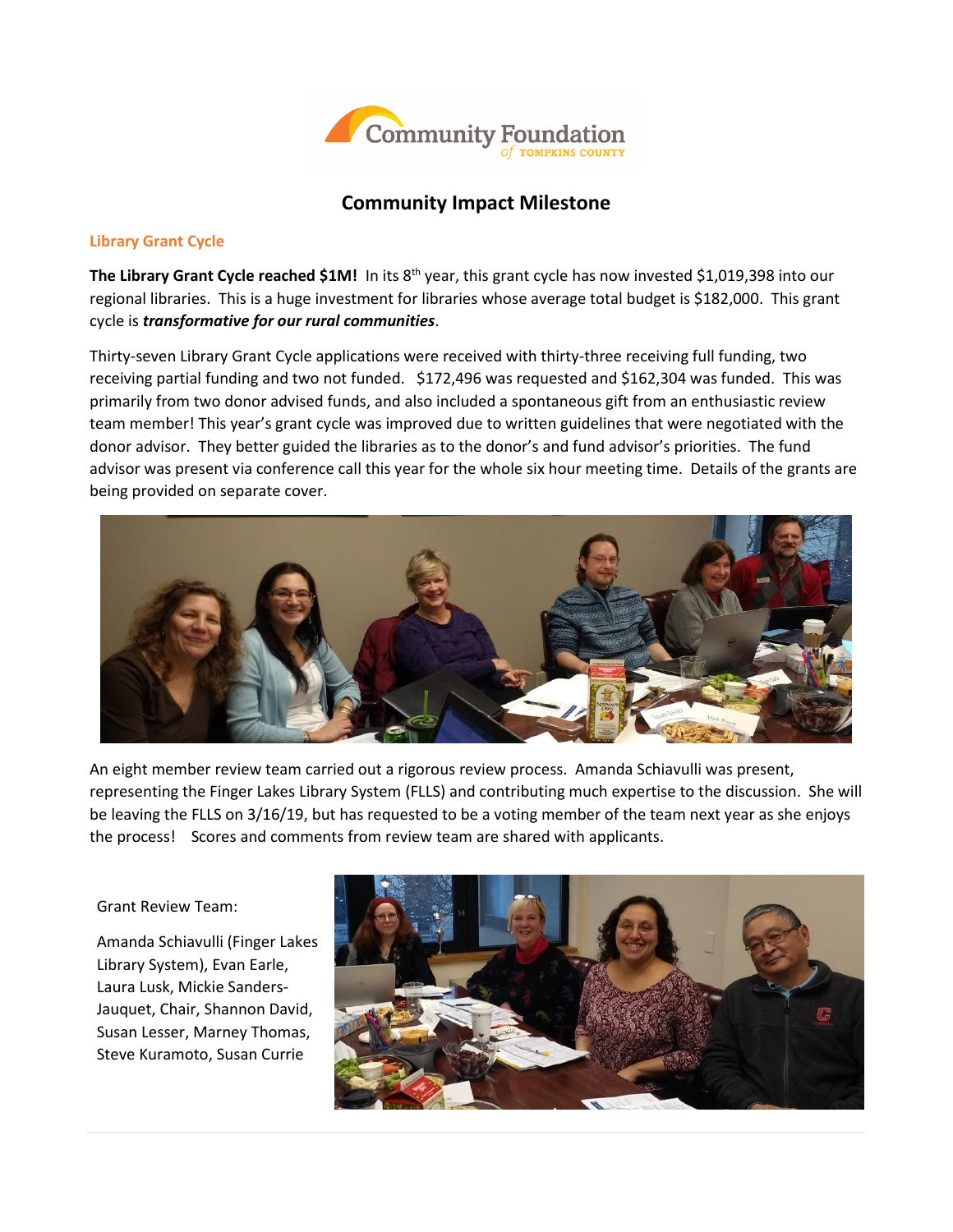Community Foundation of Tompkins County

# Community Impact Milestone

## Library Grant Cycle

**The Library Grant Cycle reached $1M!** In its 8th year, this grant cycle has now invested $1,019,398 into our regional libraries. This is a huge investment for libraries whose average total budget is $182,000. This grant cycle is ***transformative for our rural communities***.

Thirty-seven Library Grant Cycle applications were received with thirty-three receiving full funding, two receiving partial funding and two not funded. $172,496 was requested and $162,304 was funded. This was primarily from two donor advised funds, and also included a spontaneous gift from an enthusiastic review team member! This year's grant cycle was improved due to written guidelines that were negotiated with the donor advisor. They better guided the libraries as to the donor's and fund advisor's priorities. The fund advisor was present via conference call this year for the whole six hour meeting time. Details of the grants are being provided on separate cover.

An eight member review team carried out a rigorous review process. Amanda Schiavulli was present, representing the Finger Lakes Library System (FLLS) and contributing much expertise to the discussion. She will be leaving the FLLS on 3/16/19, but has requested to be a voting member of the team next year as she enjoys the process! Scores and comments from review team are shared with applicants.

Grant Review Team:

Amanda Schiavulli (Finger Lakes Library System), Evan Earle, Laura Lusk, Mickie Sanders-Jauquet, Chair, Shannon David, Susan Lesser, Marney Thomas, Steve Kuramoto, Susan Currie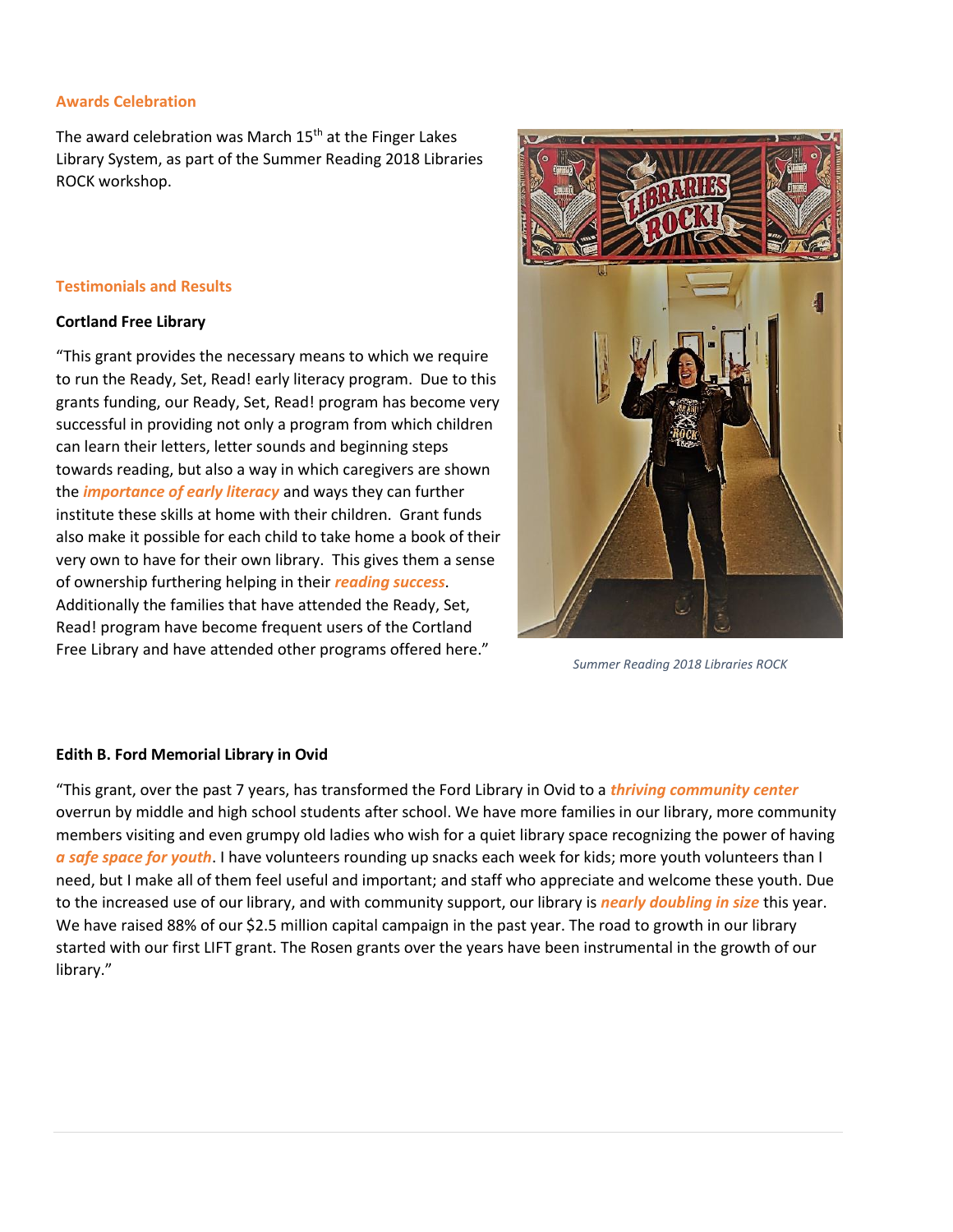## Awards Celebration

The award celebration was March 15th at the Finger Lakes Library System, as part of the Summer Reading 2018 Libraries ROCK workshop.

## Testimonials and Results

**Cortland Free Library**

"This grant provides the necessary means to which we require to run the Ready, Set, Read! early literacy program. Due to this grants funding, our Ready, Set, Read! program has become very successful in providing not only a program from which children can learn their letters, letter sounds and beginning steps towards reading, but also a way in which caregivers are shown the ***importance of early literacy*** and ways they can further institute these skills at home with their children. Grant funds also make it possible for each child to take home a book of their very own to have for their own library. This gives them a sense of ownership furthering helping in their ***reading success***. Additionally the families that have attended the Ready, Set, Read! program have become frequent users of the Cortland Free Library and have attended other programs offered here."

*Summer Reading 2018 Libraries ROCK*

**Edith B. Ford Memorial Library in Ovid**

"This grant, over the past 7 years, has transformed the Ford Library in Ovid to a ***thriving community center*** overrun by middle and high school students after school. We have more families in our library, more community members visiting and even grumpy old ladies who wish for a quiet library space recognizing the power of having ***a safe space for youth***. I have volunteers rounding up snacks each week for kids; more youth volunteers than I need, but I make all of them feel useful and important; and staff who appreciate and welcome these youth. Due to the increased use of our library, and with community support, our library is ***nearly doubling in size*** this year. We have raised 88% of our $2.5 million capital campaign in the past year. The road to growth in our library started with our first LIFT grant. The Rosen grants over the years have been instrumental in the growth of our library."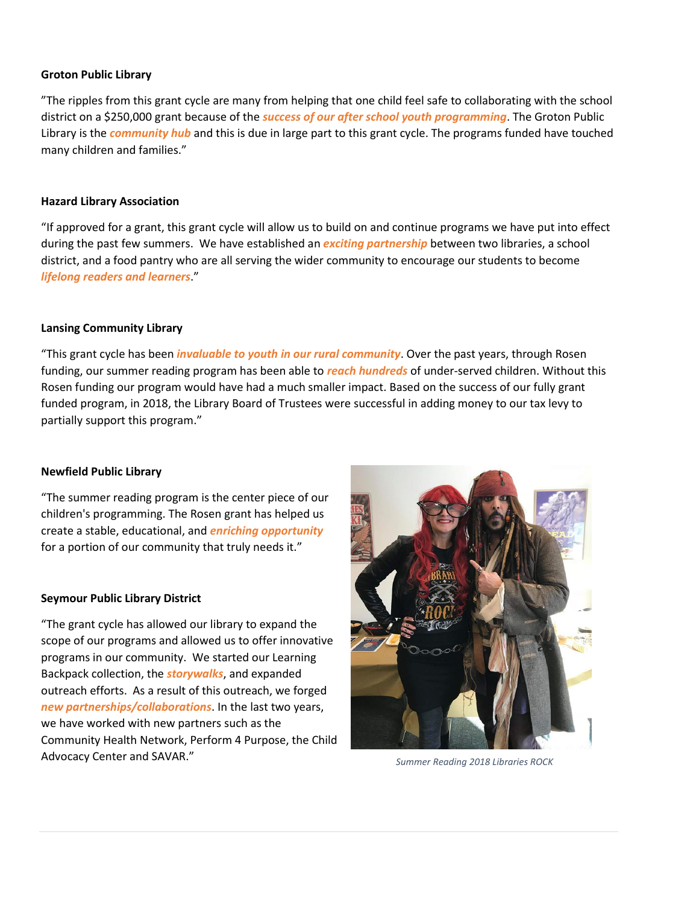**Groton Public Library**

"The ripples from this grant cycle are many from helping that one child feel safe to collaborating with the school district on a $250,000 grant because of the ***success of our after school youth programming***. The Groton Public Library is the ***community hub*** and this is due in large part to this grant cycle. The programs funded have touched many children and families."

**Hazard Library Association**

"If approved for a grant, this grant cycle will allow us to build on and continue programs we have put into effect during the past few summers. We have established an ***exciting partnership*** between two libraries, a school district, and a food pantry who are all serving the wider community to encourage our students to become ***lifelong readers and learners***."

**Lansing Community Library**

"This grant cycle has been ***invaluable to youth in our rural community***. Over the past years, through Rosen funding, our summer reading program has been able to ***reach hundreds*** of under-served children. Without this Rosen funding our program would have had a much smaller impact. Based on the success of our fully grant funded program, in 2018, the Library Board of Trustees were successful in adding money to our tax levy to partially support this program."

**Newfield Public Library**

"The summer reading program is the center piece of our children's programming. The Rosen grant has helped us create a stable, educational, and ***enriching opportunity*** for a portion of our community that truly needs it."

**Seymour Public Library District**

"The grant cycle has allowed our library to expand the scope of our programs and allowed us to offer innovative programs in our community. We started our Learning Backpack collection, the ***storywalks***, and expanded outreach efforts. As a result of this outreach, we forged ***new partnerships/collaborations***. In the last two years, we have worked with new partners such as the Community Health Network, Perform 4 Purpose, the Child Advocacy Center and SAVAR."

*Summer Reading 2018 Libraries ROCK*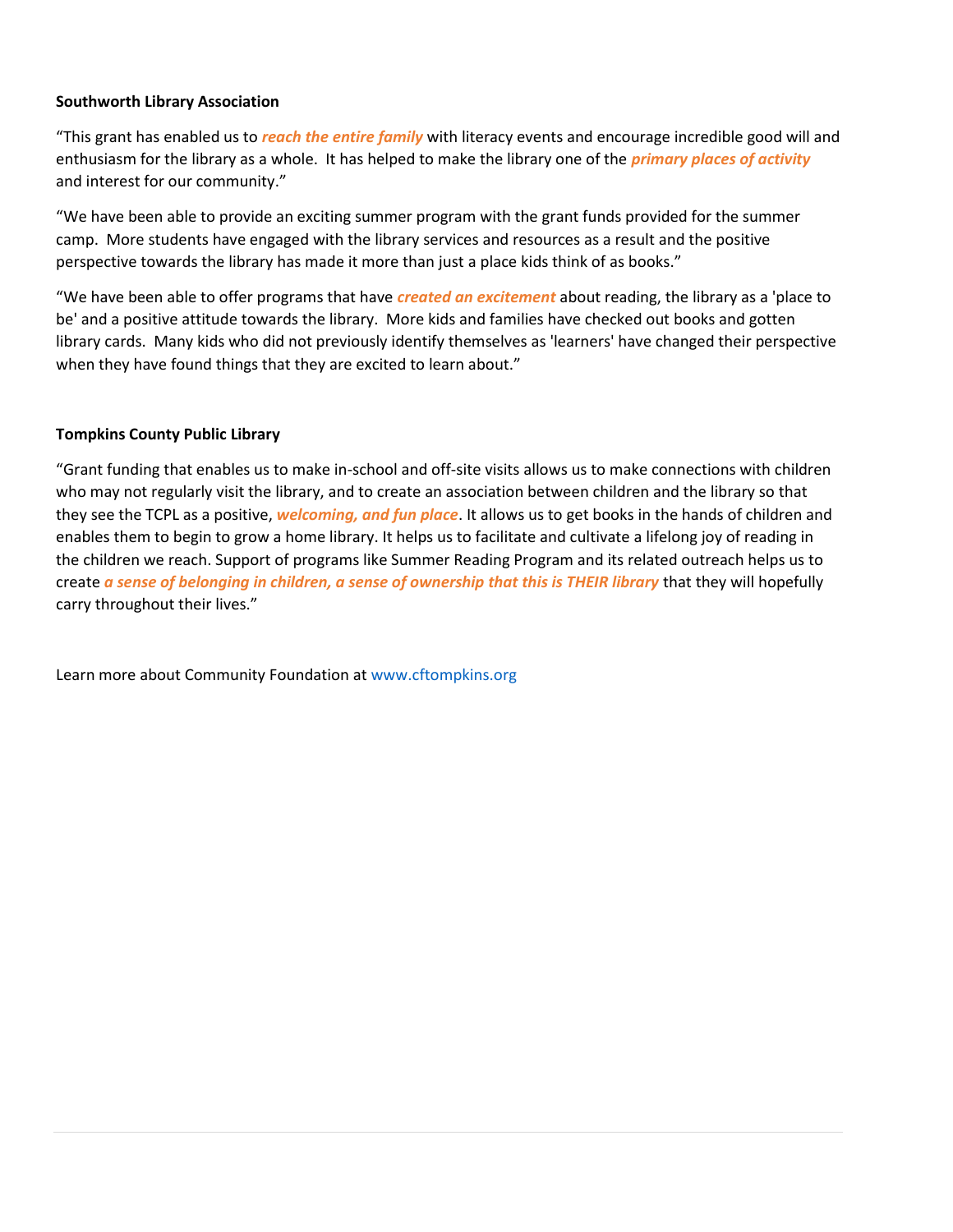**Southworth Library Association**

"This grant has enabled us to ***reach the entire family*** with literacy events and encourage incredible good will and enthusiasm for the library as a whole.  It has helped to make the library one of the ***primary places of activity*** and interest for our community."

"We have been able to provide an exciting summer program with the grant funds provided for the summer camp.  More students have engaged with the library services and resources as a result and the positive perspective towards the library has made it more than just a place kids think of as books."

"We have been able to offer programs that have ***created an excitement*** about reading, the library as a 'place to be' and a positive attitude towards the library.  More kids and families have checked out books and gotten library cards.  Many kids who did not previously identify themselves as 'learners' have changed their perspective when they have found things that they are excited to learn about."

**Tompkins County Public Library**

"Grant funding that enables us to make in-school and off-site visits allows us to make connections with children who may not regularly visit the library, and to create an association between children and the library so that they see the TCPL as a positive, ***welcoming, and fun place***. It allows us to get books in the hands of children and enables them to begin to grow a home library. It helps us to facilitate and cultivate a lifelong joy of reading in the children we reach. Support of programs like Summer Reading Program and its related outreach helps us to create ***a sense of belonging in children, a sense of ownership that this is THEIR library*** that they will hopefully carry throughout their lives."

Learn more about Community Foundation at www.cftompkins.org